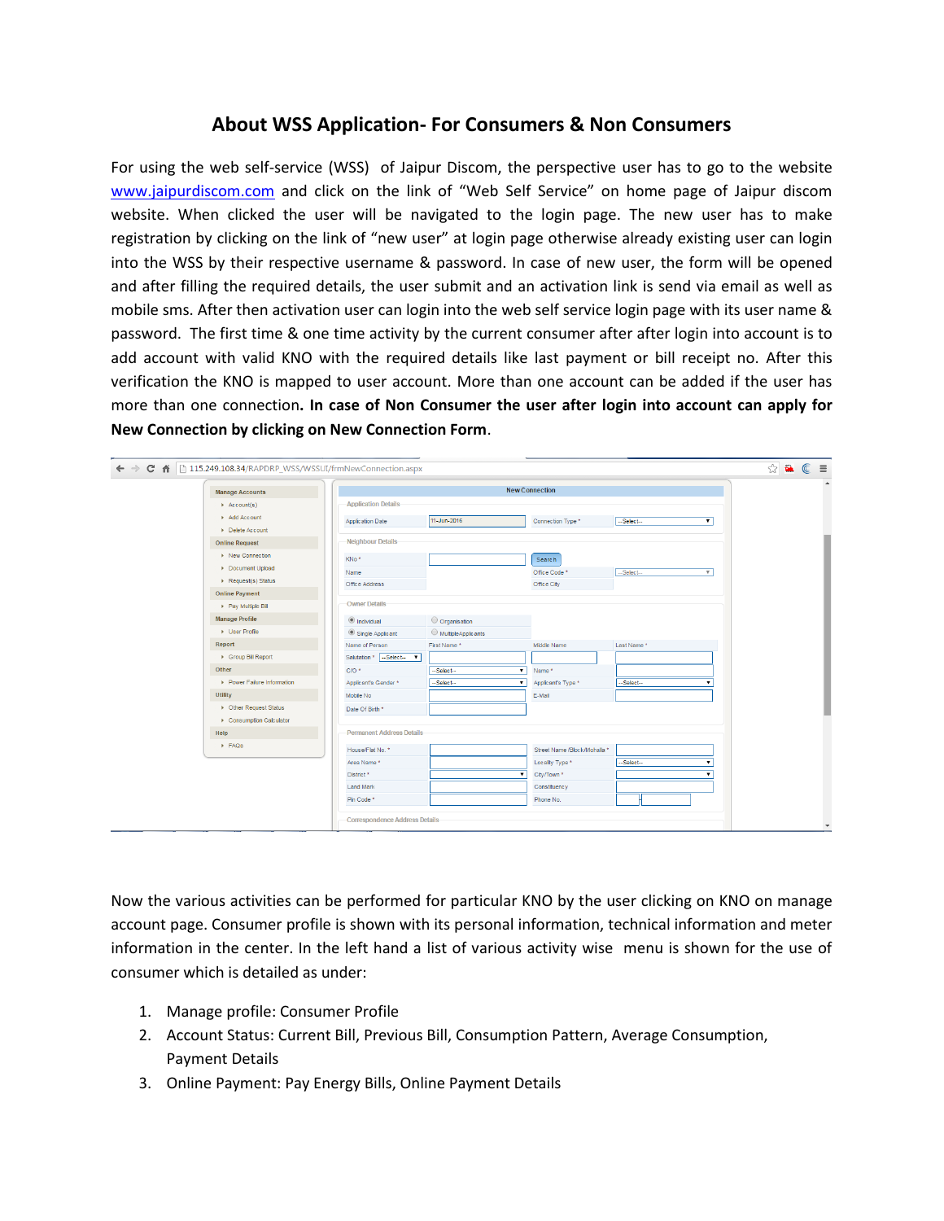# About WSS Application- For Consumers & Non Consumers

For using the web self-service (WSS) of Jaipur Discom, the perspective user has to go to the website [www.jaipurdiscom.com](http://www.jaipurdiscom.com) and click on the link of "Web Self Service" on home page of Jaipur discom website. When clicked the user will be navigated to the login page. The new user has to make registration by clicking on the link of "new user" at login page otherwise already existing user can login into the WSS by their respective username & password. In case of new user, the form will be opened and after filling the required details, the user submit and an activation link is send via email as well as mobile sms. After then activation user can login into the web self service login page with its user name & password. The first time & one time activity by the current consumer after after login into account is to add account with valid KNO with the required details like last payment or bill receipt no. After this verification the KNO is mapped to user account. More than one account can be added if the user has more than one connection**. In case of Non Consumer the user after login into account can apply for New Connection by clicking on New Connection Form**.

Now the various activities can be performed for particular KNO by the user clicking on KNO on manage account page. Consumer profile is shown with its personal information, technical information and meter information in the center. In the left hand a list of various activity wise menu is shown for the use of consumer which is detailed as under:

1. Manage profile: Consumer Profile
2. Account Status: Current Bill, Previous Bill, Consumption Pattern, Average Consumption, Payment Details
3. Online Payment: Pay Energy Bills, Online Payment Details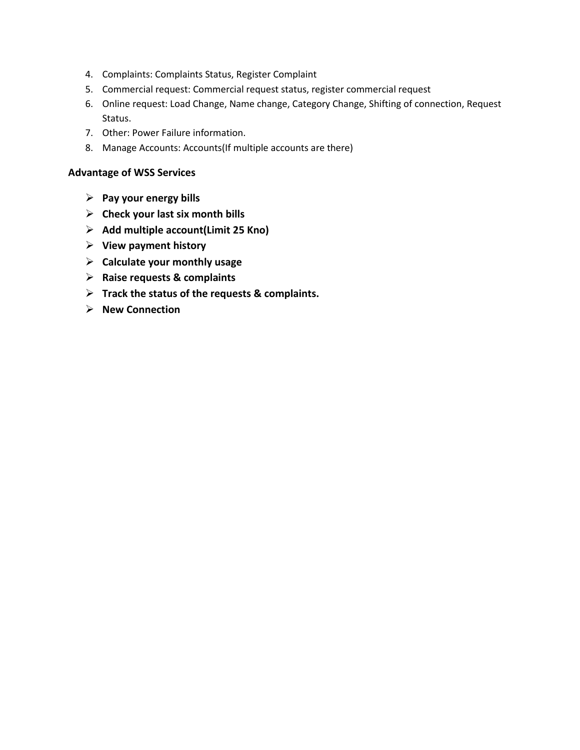4. Complaints: Complaints Status, Register Complaint
5. Commercial request: Commercial request status, register commercial request
6. Online request: Load Change, Name change, Category Change, Shifting of connection, Request Status.
7. Other: Power Failure information.
8. Manage Accounts: Accounts(If multiple accounts are there)

**Advantage of WSS Services**

- **Pay your energy bills**
- **Check your last six month bills**
- **Add multiple account(Limit 25 Kno)**
- **View payment history**
- **Calculate your monthly usage**
- **Raise requests & complaints**
- **Track the status of the requests & complaints.**
- **New Connection**